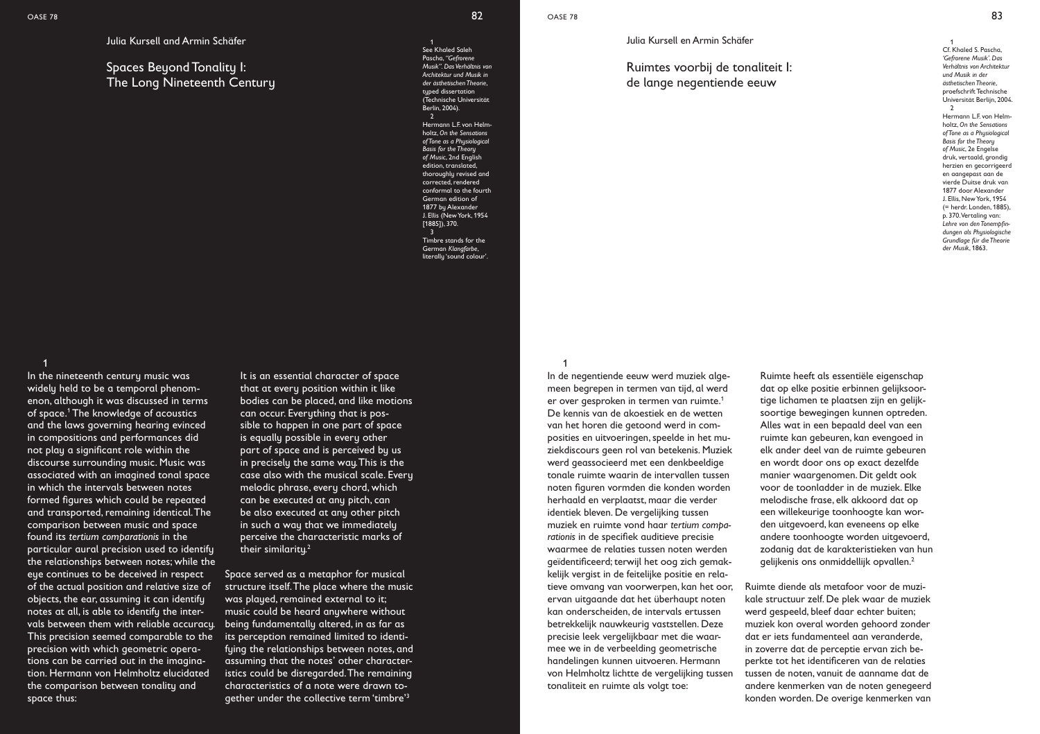Julia Kursell and Armin Schäfer

# Spaces Beyond Tonality I: The Long Nineteenth Century

## 1

In the nineteenth century music was widely held to be a temporal phenomenon, although it was discussed in terms of space.[1] The knowledge of acoustics and the laws governing hearing evinced in compositions and performances did not play a significant role within the discourse surrounding music. Music was associated with an imagined tonal space in which the intervals between notes formed figures which could be repeated and transported, remaining identical. The comparison between music and space found its *tertium comparationis* in the particular aural precision used to identify the relationships between notes; while the eye continues to be deceived in respect of the actual position and relative size of objects, the ear, assuming it can identify notes at all, is able to identify the intervals between them with reliable accuracy. This precision seemed comparable to the precision with which geometric operations can be carried out in the imagination. Hermann von Helmholtz elucidated the comparison between tonality and space thus:

> It is an essential character of space that at every position within it like bodies can be placed, and like motions can occur. Everything that is possible to happen in one part of space is equally possible in every other part of space and is perceived by us in precisely the same way. This is the case also with the musical scale. Every melodic phrase, every chord, which can be executed at any pitch, can be also executed at any other pitch in such a way that we immediately perceive the characteristic marks of their similarity.[2]

Space served as a metaphor for musical structure itself. The place where the music was played, remained external to it; music could be heard anywhere without being fundamentally altered, in as far as its perception remained limited to identifying the relationships between notes, and assuming that the notes' other characteristics could be disregarded. The remaining characteristics of a note were drawn together under the collective term 'timbre'[3]

1 See Khaled Saleh Pascha, *"Gefrorene Musik". Das Verhältnis von Architektur und Musik in der ästhetischen Theorie*, typed dissertation (Technische Universität Berlin, 2004).

2 Hermann L.F. von Helmholtz, *On the Sensations of Tone as a Physiological Basis for the Theory of Music*, 2nd English edition, translated, thoroughly revised and corrected, rendered conformal to the fourth German edition of 1877 by Alexander J. Ellis (New York, 1954 [1885]), 370.

3 Timbre stands for the German *Klangfarbe*, literally 'sound colour'.

Julia Kursell en Armin Schäfer

# Ruimtes voorbij de tonaliteit I: de lange negentiende eeuw

## 1

In de negentiende eeuw werd muziek algemeen begrepen in termen van tijd, al werd er over gesproken in termen van ruimte.[1] De kennis van de akoestiek en de wetten van het horen die getoond werd in composities en uitvoeringen, speelde in het muziekdiscours geen rol van betekenis. Muziek werd geassocieerd met een denkbeeldige tonale ruimte waarin de intervallen tussen noten figuren vormden die konden worden herhaald en verplaatst, maar die verder identiek bleven. De vergelijking tussen muziek en ruimte vond haar *tertium comparationis* in de specifiek auditieve precisie waarmee de relaties tussen noten werden geïdentificeerd; terwijl het oog zich gemakkelijk vergist in de feitelijke positie en relatieve omvang van voorwerpen, kan het oor, ervan uitgaande dat het überhaupt noten kan onderscheiden, de intervals ertussen betrekkelijk nauwkeurig vaststellen. Deze precisie leek vergelijkbaar met die waarmee we in de verbeelding geometrische handelingen kunnen uitvoeren. Hermann von Helmholtz lichtte de vergelijking tussen tonaliteit en ruimte als volgt toe:

> Ruimte heeft als essentiële eigenschap dat op elke positie erbinnen gelijksoortige lichamen te plaatsen zijn en gelijksoortige bewegingen kunnen optreden. Alles wat in een bepaald deel van een ruimte kan gebeuren, kan evengoed in elk ander deel van de ruimte gebeuren en wordt door ons op exact dezelfde manier waargenomen. Dit geldt ook voor de toonladder in de muziek. Elke melodische frase, elk akkoord dat op een willekeurige toonhoogte kan worden uitgevoerd, kan eveneens op elke andere toonhoogte worden uitgevoerd, zodanig dat de karakteristieken van hun gelijkenis ons onmiddellijk opvallen.[2]

Ruimte diende als metafoor voor de muzikale structuur zelf. De plek waar de muziek werd gespeeld, bleef daar echter buiten; muziek kon overal worden gehoord zonder dat er iets fundamenteel aan veranderde, in zoverre dat de perceptie ervan zich beperkte tot het identificeren van de relaties tussen de noten, vanuit de aanname dat de andere kenmerken van de noten genegeerd konden worden. De overige kenmerken van

1 Cf. Khaled S. Pascha, *'Gefrorene Musik'. Das Verhältnis von Architektur und Musik in der ästhetischen Theorie*, proefschrift Technische Universität Berlijn, 2004.

2 Hermann L.F. von Helmholtz, *On the Sensations of Tone as a Physiological Basis for the Theory of Music*, 2e Engelse druk, vertaald, grondig herzien en gecorrigeerd en aangepast aan de vierde Duitse druk van 1877 door Alexander J. Ellis, New York, 1954 (= herdr. Londen, 1885), p. 370. Vertaling van: *Lehre von den Tonempfindungen als Physiologische Grundlage für die Theorie der Musik*, 1863.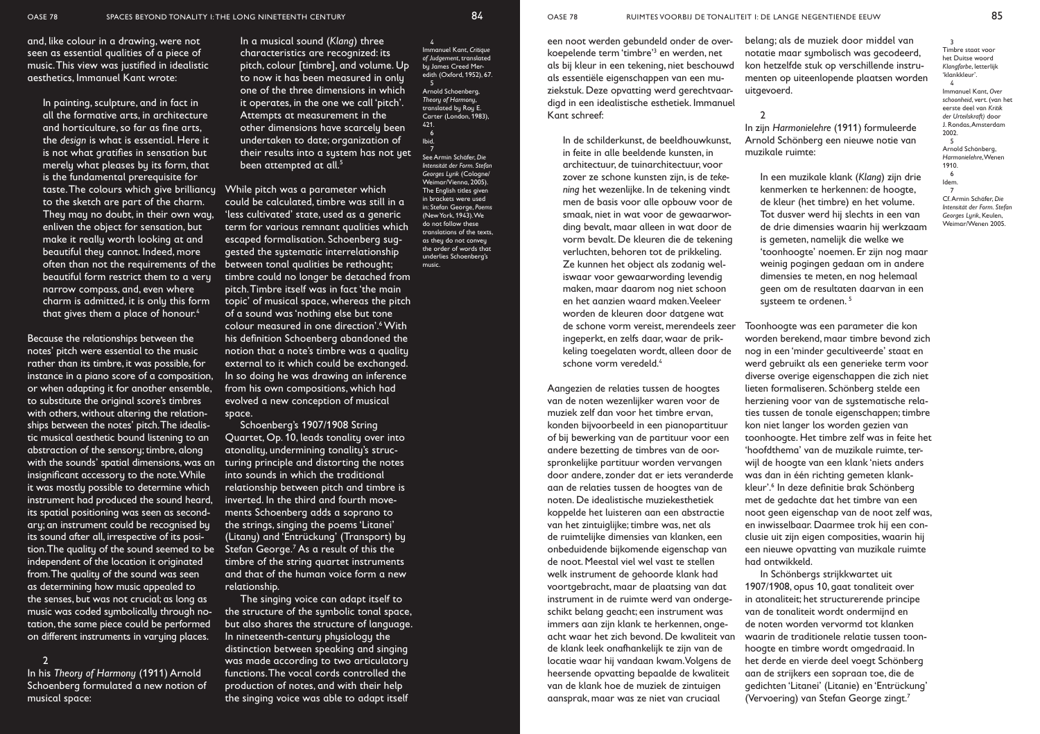and, like colour in a drawing, were not seen as essential qualities of a piece of music. This view was justified in idealistic aesthetics, Immanuel Kant wrote:

> In painting, sculpture, and in fact in all the formative arts, in architecture and horticulture, so far as fine arts, the *design* is what is essential. Here it is not what gratifies in sensation but merely what pleases by its form, that is the fundamental prerequisite for taste. The colours which give brilliancy to the sketch are part of the charm. They may no doubt, in their own way, enliven the object for sensation, but make it really worth looking at and beautiful they cannot. Indeed, more often than not the requirements of the beautiful form restrict them to a very narrow compass, and, even where charm is admitted, it is only this form that gives them a place of honour.[4]

Because the relationships between the notes' pitch were essential to the music rather than its timbre, it was possible, for instance in a piano score of a composition, or when adapting it for another ensemble, to substitute the original score's timbres with others, without altering the relationships between the notes' pitch. The idealistic musical aesthetic bound listening to an abstraction of the sensory; timbre, along with the sounds' spatial dimensions, was an insignificant accessory to the note. While it was mostly possible to determine which instrument had produced the sound heard, its spatial positioning was seen as secondary; an instrument could be recognised by its sound after all, irrespective of its position. The quality of the sound seemed to be independent of the location it originated from. The quality of the sound was seen as determining how music appealed to the senses, but was not crucial; as long as music was coded symbolically through notation, the same piece could be performed on different instruments in varying places.

## 2

In his *Theory of Harmony* (1911) Arnold Schoenberg formulated a new notion of musical space:

> In a musical sound (*Klang*) three characteristics are recognized: its pitch, colour [timbre], and volume. Up to now it has been measured in only one of the three dimensions in which it operates, in the one we call 'pitch'. Attempts at measurement in the other dimensions have scarcely been undertaken to date; organization of their results into a system has not yet been attempted at all.[5]

While pitch was a parameter which could be calculated, timbre was still in a 'less cultivated' state, used as a generic term for various remnant qualities which escaped formalisation. Schoenberg suggested the systematic interrelationship between tonal qualities be rethought; timbre could no longer be detached from pitch. Timbre itself was in fact 'the main topic' of musical space, whereas the pitch of a sound was 'nothing else but tone colour measured in one direction'.[6] With his definition Schoenberg abandoned the notion that a note's timbre was a quality external to it which could be exchanged. In so doing he was drawing an inference from his own compositions, which had evolved a new conception of musical space.

Schoenberg's 1907/1908 String Quartet, Op. 10, leads tonality over into atonality, undermining tonality's structuring principle and distorting the notes into sounds in which the traditional relationship between pitch and timbre is inverted. In the third and fourth movements Schoenberg adds a soprano to the strings, singing the poems 'Litanei' (Litany) and 'Entrückung' (Transport) by Stefan George.[7] As a result of this the timbre of the string quartet instruments and that of the human voice form a new relationship.

The singing voice can adapt itself to the structure of the symbolic tonal space, but also shares the structure of language. In nineteenth-century physiology the distinction between speaking and singing was made according to two articulatory functions. The vocal cords controlled the production of notes, and with their help the singing voice was able to adapt itself

4
Immanuel Kant, *Critique of Judgement*, translated by James Creed Meredith (Oxford, 1952), 67.

5
Arnold Schoenberg, *Theory of Harmony*, translated by Roy E. Carter (London, 1983), 421.

6
Ibid.

7
See Armin Schäfer, *Die Intensität der Form. Stefan Georges Lyrik* (Cologne/Weimar/Vienna, 2005). The English titles given in brackets were used in: Stefan George, *Poems* (New York, 1943). We do not follow these translations of the texts, as they do not convey the order of words that underlies Schoenberg's music.

een noot werden gebundeld onder de overkoepelende term 'timbre'[3] en werden, net als bij kleur in een tekening, niet beschouwd als essentiële eigenschappen van een muziekstuk. Deze opvatting werd gerechtvaardigd in een idealistische esthetiek. Immanuel Kant schreef:

> In de schilderkunst, de beeldhouwkunst, in feite in alle beeldende kunsten, in architectuur, de tuinarchitectuur, voor zover ze schone kunsten zijn, is de *tekening* het wezenlijke. In de tekening vindt men de basis voor alle opbouw voor de smaak, niet in wat voor de gewaarwording bevalt, maar alleen in wat door de vorm bevalt. De kleuren die de tekening verluchten, behoren tot de prikkeling. Ze kunnen het object als zodanig weliswaar voor gewaarwording levendig maken, maar daarom nog niet schoon en het aanzien waard maken. Veeleer worden de kleuren door datgene wat de schone vorm vereist, merendeels zeer ingeperkt, en zelfs daar, waar de prikkeling toegelaten wordt, alleen door de schone vorm veredeld.[4]

Aangezien de relaties tussen de hoogtes van de noten wezenlijker waren voor de muziek zelf dan voor het timbre ervan, konden bijvoorbeeld in een pianopartituur of bij bewerking van de partituur voor een andere bezetting de timbres van de oorspronkelijke partituur worden vervangen door andere, zonder dat er iets veranderde aan de relaties tussen de hoogtes van de noten. De idealistische muziekesthetiek koppelde het luisteren aan een abstractie van het zintuiglijke; timbre was, net als de ruimtelijke dimensies van klanken, een onbeduidende bijkomende eigenschap van de noot. Meestal viel wel vast te stellen welk instrument de gehoorde klank had voortgebracht, maar de plaatsing van dat instrument in de ruimte werd van ondergeschikt belang geacht; een instrument was immers aan zijn klank te herkennen, ongeacht waar het zich bevond. De kwaliteit van de klank leek onafhankelijk te zijn van de locatie waar hij vandaan kwam. Volgens de heersende opvatting bepaalde de kwaliteit van de klank hoe de muziek de zintuigen aansprak, maar was ze niet van cruciaal belang; als de muziek door middel van notatie maar symbolisch was gecodeerd, kon hetzelfde stuk op verschillende instrumenten op uiteenlopende plaatsen worden uitgevoerd.

## 2

In zijn *Harmonielehre* (1911) formuleerde Arnold Schönberg een nieuwe notie van muzikale ruimte:

> In een muzikale klank (*Klang*) zijn drie kenmerken te herkennen: de hoogte, de kleur (het timbre) en het volume. Tot dusver werd hij slechts in een van de drie dimensies waarin hij werkzaam is gemeten, namelijk die welke we 'toonhoogte' noemen. Er zijn nog maar weinig pogingen gedaan om in andere dimensies te meten, en nog helemaal geen om de resultaten daarvan in een systeem te ordenen.[5]

Toonhoogte was een parameter die kon worden berekend, maar timbre bevond zich nog in een 'minder gecultiveerde' staat en werd gebruikt als een generieke term voor diverse overige eigenschappen die zich niet lieten formaliseren. Schönberg stelde een herziening voor van de systematische relaties tussen de tonale eigenschappen; timbre kon niet langer los worden gezien van toonhoogte. Het timbre zelf was in feite het 'hoofdthema' van de muzikale ruimte, terwijl de hoogte van een klank 'niets anders was dan in één richting gemeten klankkleur'.[6] In deze definitie brak Schönberg met de gedachte dat het timbre van een noot geen eigenschap van de noot zelf was, en inwisselbaar. Daarmee trok hij een conclusie uit zijn eigen composities, waarin hij een nieuwe opvatting van muzikale ruimte had ontwikkeld.

In Schönbergs strijkkwartet uit 1907/1908, opus 10, gaat tonaliteit over in atonaliteit; het structurerende principe van de tonaliteit wordt ondermijnd en de noten worden vervormd tot klanken waarin de traditionele relatie tussen toonhoogte en timbre wordt omgedraaid. In het derde en vierde deel voegt Schönberg aan de strijkers een sopraan toe, die de gedichten 'Litanei' (Litanie) en 'Entrückung' (Vervoering) van Stefan George zingt.[7]

3
Timbre staat voor het Duitse woord *Klangfarbe*, letterlijk 'klankkleur'.

4
Immanuel Kant, *Over schoonheid*, vert. (van het eerste deel van *Kritik der Urteilskraft*) door J. Rondas, Amsterdam 2002.

5
Arnold Schönberg, *Harmonielehre*, Wenen 1910.

6
Idem.

7
Cf. Armin Schäfer, *Die Intensität der Form. Stefan Georges Lyrik*, Keulen, Weimar/Wenen 2005.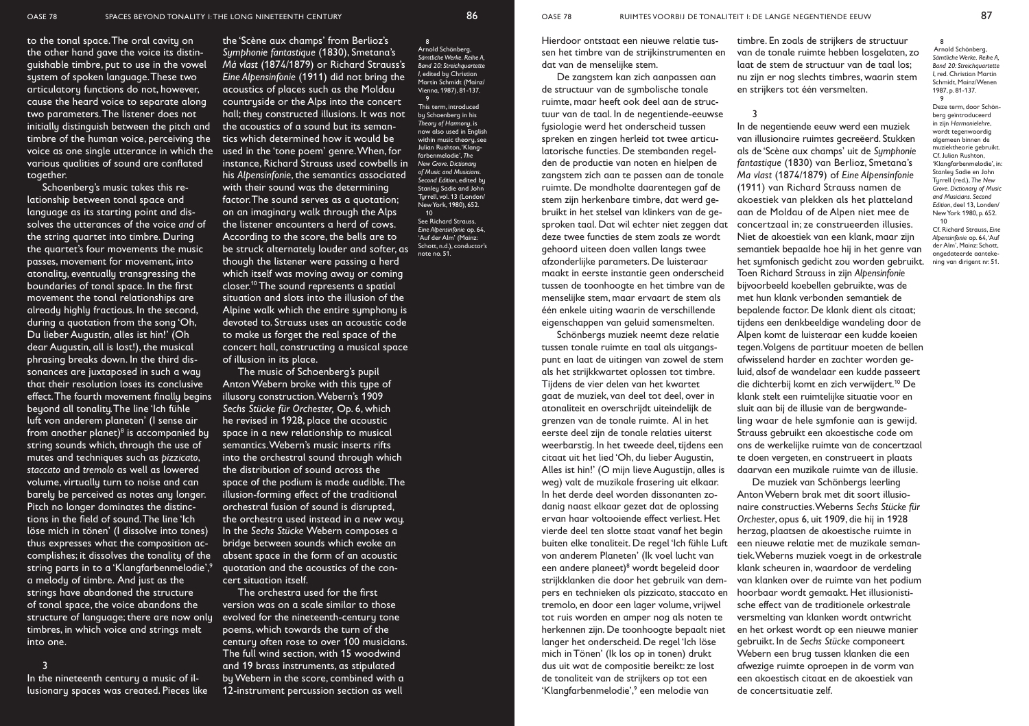to the tonal space. The oral cavity on the other hand gave the voice its distinguishable timbre, put to use in the vowel system of spoken language. These two articulatory functions do not, however, cause the heard voice to separate along two parameters. The listener does not initially distinguish between the pitch and timbre of the human voice, perceiving the voice as one single utterance in which the various qualities of sound are conflated together.

Schoenberg's music takes this relationship between tonal space and language as its starting point and dissolves the utterances of the voice *and* of the string quartet into timbre. During the quartet's four movements the music passes, movement for movement, into atonality, eventually transgressing the boundaries of tonal space. In the first movement the tonal relationships are already highly fractious. In the second, during a quotation from the song 'Oh, Du lieber Augustin, alles ist hin!' (Oh dear Augustin, all is lost!), the musical phrasing breaks down. In the third dissonances are juxtaposed in such a way that their resolution loses its conclusive effect. The fourth movement finally begins beyond all tonality. The line 'Ich fühle luft von anderem planeten' (I sense air from another planet)[8] is accompanied by string sounds which, through the use of mutes and techniques such as *pizzicato*, *staccato* and *tremolo* as well as lowered volume, virtually turn to noise and can barely be perceived as notes any longer. Pitch no longer dominates the distinctions in the field of sound. The line 'Ich löse mich in tönen' (I dissolve into tones) thus expresses what the composition accomplishes; it dissolves the tonality of the string parts in to a 'Klangfarbenmelodie',[9] a melody of timbre. And just as the strings have abandoned the structure of tonal space, the voice abandons the structure of language; there are now only timbres, in which voice and strings melt into one.

## 3

In the nineteenth century a music of illusionary spaces was created. Pieces like the 'Scène aux champs' from Berlioz's *Symphonie fantastique* (1830), Smetana's *Má vlast* (1874/1879) or Richard Strauss's *Eine Alpensinfonie* (1911) did not bring the acoustics of places such as the Moldau countryside or the Alps into the concert hall; they constructed illusions. It was not the acoustics of a sound but its semantics which determined how it would be used in the 'tone poem' genre. When, for instance, Richard Strauss used cowbells in his *Alpensinfonie*, the semantics associated with their sound was the determining factor. The sound serves as a quotation; on an imaginary walk through the Alps the listener encounters a herd of cows. According to the score, the bells are to be struck alternately louder and softer, as though the listener were passing a herd which itself was moving away or coming closer.[10] The sound represents a spatial situation and slots into the illusion of the Alpine walk which the entire symphony is devoted to. Strauss uses an acoustic code to make us forget the real space of the concert hall, constructing a musical space of illusion in its place.

The music of Schoenberg's pupil Anton Webern broke with this type of illusory construction. Webern's 1909 *Sechs Stücke für Orchester,* Op. 6, which he revised in 1928, place the acoustic space in a new relationship to musical semantics. Webern's music inserts rifts into the orchestral sound through which the distribution of sound across the space of the podium is made audible. The illusion-forming effect of the traditional orchestral fusion of sound is disrupted, the orchestra used instead in a new way. In the *Sechs Stücke* Webern composes a bridge between sounds which evoke an absent space in the form of an acoustic quotation and the acoustics of the concert situation itself.

The orchestra used for the first version was on a scale similar to those evolved for the nineteenth-century tone poems, which towards the turn of the century often rose to over 100 musicians. The full wind section, with 15 woodwind and 19 brass instruments, as stipulated by Webern in the score, combined with a 12-instrument percussion section as well

8 Arnold Schönberg, *Sämtliche Werke. Reihe A, Band 20: Streichquartette I*, edited by Christian Martin Schmidt (Mainz/Vienna, 1987), 81-137.

9 This term, introduced by Schoenberg in his *Theory of Harmony*, is now also used in English within music theory, see Julian Rushton, 'Klangfarbenmelodie', *The New Grove. Dictionary of Music and Musicians. Second Edition*, edited by Stanley Sadie and John Tyrrell, vol. 13 (London/New York, 1980), 652.

10 See Richard Strauss, *Eine Alpensinfonie* op. 64, 'Auf der Alm' (Mainz: Schott, n.d.), conductor's note no. 51.

Hierdoor ontstaat een nieuwe relatie tussen het timbre van de strijkinstrumenten en dat van de menselijke stem.

De zangstem kan zich aanpassen aan de structuur van de symbolische tonale ruimte, maar heeft ook deel aan de structuur van de taal. In de negentiende-eeuwse fysiologie werd het onderscheid tussen spreken en zingen herleid tot twee articulatorische functies. De stembanden regelden de productie van noten en hielpen de zangstem zich aan te passen aan de tonale ruimte. De mondholte daarentegen gaf de stem zijn herkenbare timbre, dat werd gebruikt in het stelsel van klinkers van de gesproken taal. Dat wil echter niet zeggen dat deze twee functies de stem zoals ze wordt gehoord uiteen doen vallen langs twee afzonderlijke parameters. De luisteraar maakt in eerste instantie geen onderscheid tussen de toonhoogte en het timbre van de menselijke stem, maar ervaart de stem als één enkele uiting waarin de verschillende eigenschappen van geluid samensmelten.

Schönbergs muziek neemt deze relatie tussen tonale ruimte en taal als uitgangspunt en laat de uitingen van zowel de stem als het strijkkwartet oplossen tot timbre. Tijdens de vier delen van het kwartet gaat de muziek, van deel tot deel, over in atonaliteit en overschrijdt uiteindelijk de grenzen van de tonale ruimte. Al in het eerste deel zijn de tonale relaties uiterst weerbarstig. In het tweede deel, tijdens een citaat uit het lied 'Oh, du lieber Augustin, Alles ist hin!' (O mijn lieve Augustijn, alles is weg) valt de muzikale frasering uit elkaar. In het derde deel worden dissonanten zodanig naast elkaar gezet dat de oplossing ervan haar voltooiende effect verliest. Het vierde deel ten slotte staat vanaf het begin buiten elke tonaliteit. De regel 'Ich fühle Luft von anderem Planeten' (Ik voel lucht van een andere planeet)[8] wordt begeleid door strijkklanken die door het gebruik van dempers en technieken als pizzicato, staccato en tremolo, en door een lager volume, vrijwel tot ruis worden en amper nog als noten te herkennen zijn. De toonhoogte bepaalt niet langer het onderscheid. De regel 'Ich löse mich in Tönen' (Ik los op in tonen) drukt dus uit wat de compositie bereikt: ze lost de tonaliteit van de strijkers op tot een 'Klangfarbenmelodie',[9] een melodie van timbre. En zoals de strijkers de structuur van de tonale ruimte hebben losgelaten, zo laat de stem de structuur van de taal los; nu zijn er nog slechts timbres, waarin stem en strijkers tot één versmelten.

## 3

In de negentiende eeuw werd een muziek van illusionaire ruimtes gecreëerd. Stukken als de 'Scène aux champs' uit de *Symphonie fantastique* (1830) van Berlioz, Smetana's *Ma vlast* (1874/1879) of *Eine Alpensinfonie* (1911) van Richard Strauss namen de akoestiek van plekken als het platteland aan de Moldau of de Alpen niet mee de concertzaal in; ze construeerden illusies. Niet de akoestiek van een klank, maar zijn semantiek bepaalde hoe hij in het genre van het symfonisch gedicht zou worden gebruikt. Toen Richard Strauss in zijn *Alpensinfonie* bijvoorbeeld koebellen gebruikte, was de met hun klank verbonden semantiek de bepalende factor. De klank dient als citaat; tijdens een denkbeeldige wandeling door de Alpen komt de luisteraar een kudde koeien tegen. Volgens de partituur moeten de bellen afwisselend harder en zachter worden geluid, alsof de wandelaar een kudde passeert die dichterbij komt en zich verwijdert.[10] De klank stelt een ruimtelijke situatie voor en sluit aan bij de illusie van de bergwandeling waar de hele symfonie aan is gewijd. Strauss gebruikt een akoestische code om ons de werkelijke ruimte van de concertzaal te doen vergeten, en construeert in plaats daarvan een muzikale ruimte van de illusie.

De muziek van Schönbergs leerling Anton Webern brak met dit soort illusionaire constructies. Weberns *Sechs Stücke für Orchester*, opus 6, uit 1909, die hij in 1928 herzag, plaatsen de akoestische ruimte in een nieuwe relatie met de muzikale semantiek. Weberns muziek voegt in de orkestrale klank scheuren in, waardoor de verdeling van klanken over de ruimte van het podium hoorbaar wordt gemaakt. Het illusionistische effect van de traditionele orkestrale versmelting van klanken wordt ontwricht en het orkest wordt op een nieuwe manier gebruikt. In de *Sechs Stücke* componeert Webern een brug tussen klanken die een afwezige ruimte oproepen in de vorm van een akoestisch citaat en de akoestiek van de concertsituatie zelf.

8 Arnold Schönberg, *Sämtliche Werke. Reihe A, Band 20: Streichquartette I*, red. Christian Martin Schmidt, Mainz/Wenen 1987, p. 81-137.

9 Deze term, door Schönberg geïntroduceerd in zijn *Harmonielehre*, wordt tegenwoordig algemeen binnen de muziektheorie gebruikt. Cf. Julian Rushton, 'Klangfarbenmelodie', in: Stanley Sadie en John Tyrrell (red.), *The New Grove. Dictionary of Music and Musicians. Second Edition*, deel 13, Londen/New York 1980, p. 652.

10 Cf. Richard Strauss, *Eine Alpensinfonie* op. 64, 'Auf der Alm', Mainz: Schott, ongedateerde aantekening van dirigent nr. 51.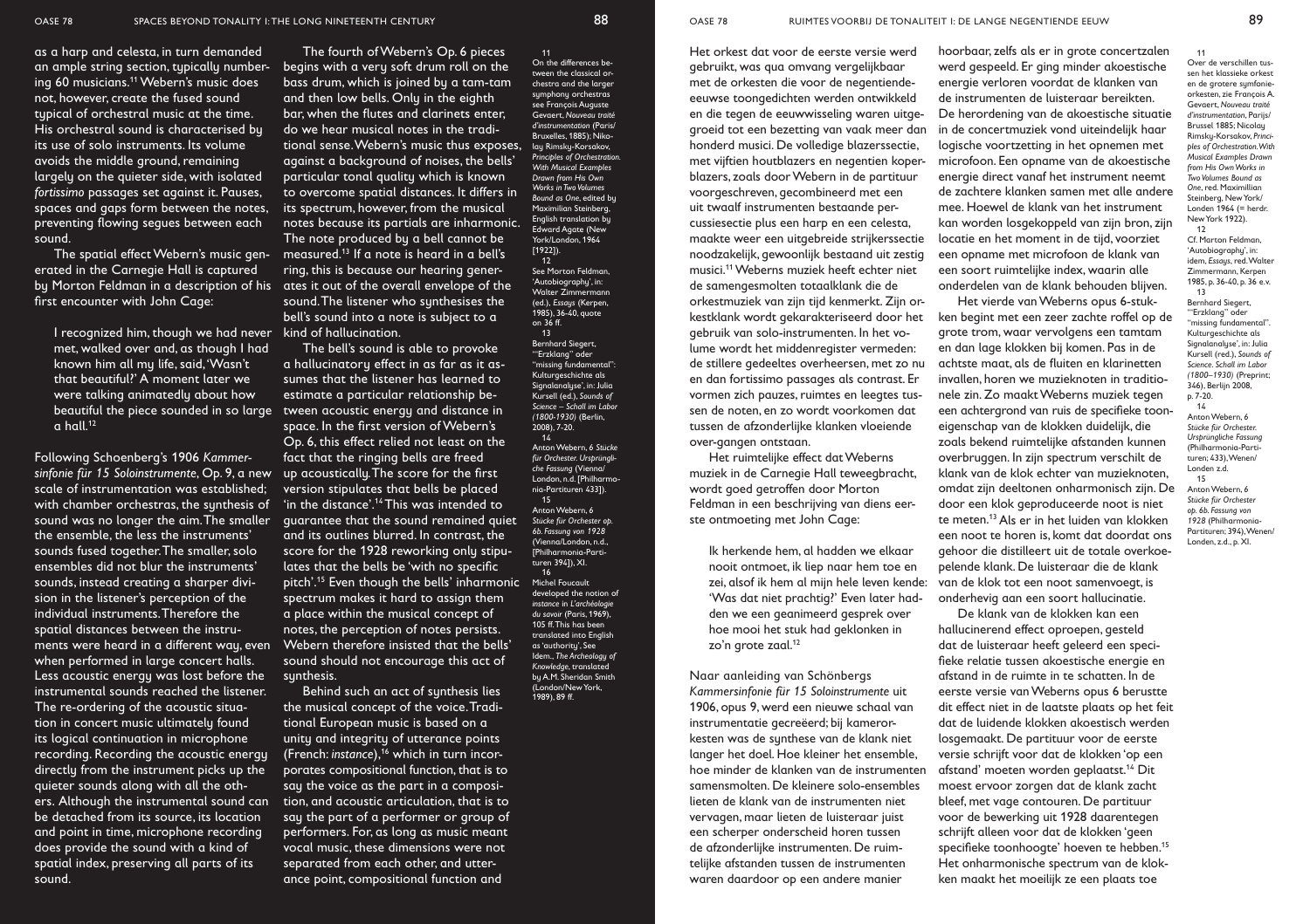as a harp and celesta, in turn demanded an ample string section, typically numbering 60 musicians.[11] Webern's music does not, however, create the fused sound typical of orchestral music at the time. His orchestral sound is characterised by its use of solo instruments. Its volume avoids the middle ground, remaining largely on the quieter side, with isolated *fortissimo* passages set against it. Pauses, spaces and gaps form between the notes, preventing flowing segues between each sound.

The spatial effect Webern's music generated in the Carnegie Hall is captured by Morton Feldman in a description of his first encounter with John Cage:

> I recognized him, though we had never met, walked over and, as though I had known him all my life, said, 'Wasn't that beautiful?' A moment later we were talking animatedly about how beautiful the piece sounded in so large a hall.[12]

Following Schoenberg's 1906 *Kammersinfonie für 15 Soloinstrumente*, Op. 9, a new scale of instrumentation was established; with chamber orchestras, the synthesis of sound was no longer the aim. The smaller the ensemble, the less the instruments' sounds fused together. The smaller, solo ensembles did not blur the instruments' sounds, instead creating a sharper division in the listener's perception of the individual instruments. Therefore the spatial distances between the instruments were heard in a different way, even when performed in large concert halls. Less acoustic energy was lost before the instrumental sounds reached the listener. The re-ordering of the acoustic situation in concert music ultimately found its logical continuation in microphone recording. Recording the acoustic energy directly from the instrument picks up the quieter sounds along with all the others. Although the instrumental sound can be detached from its source, its location and point in time, microphone recording does provide the sound with a kind of spatial index, preserving all parts of its sound.

The fourth of Webern's Op. 6 pieces begins with a very soft drum roll on the bass drum, which is joined by a tam-tam and then low bells. Only in the eighth bar, when the flutes and clarinets enter, do we hear musical notes in the traditional sense. Webern's music thus exposes, against a background of noises, the bells' particular tonal quality which is known to overcome spatial distances. It differs in its spectrum, however, from the musical notes because its partials are inharmonic. The note produced by a bell cannot be measured.[13] If a note is heard in a bell's ring, this is because our hearing generates it out of the overall envelope of the sound. The listener who synthesises the bell's sound into a note is subject to a kind of hallucination.

The bell's sound is able to provoke a hallucinatory effect in as far as it assumes that the listener has learned to estimate a particular relationship between acoustic energy and distance in space. In the first version of Webern's Op. 6, this effect relied not least on the fact that the ringing bells are freed up acoustically. The score for the first version stipulates that bells be placed 'in the distance'.[14] This was intended to guarantee that the sound remained quiet and its outlines blurred. In contrast, the score for the 1928 reworking only stipulates that the bells be 'with no specific pitch'.[15] Even though the bells' inharmonic spectrum makes it hard to assign them a place within the musical concept of notes, the perception of notes persists. Webern therefore insisted that the bells' sound should not encourage this act of synthesis.

Behind such an act of synthesis lies the musical concept of the voice. Traditional European music is based on a unity and integrity of utterance points (French: *instance*),[16] which in turn incorporates compositional function, that is to say the voice as the part in a composition, and acoustic articulation, that is to say the part of a performer or group of performers. For, as long as music meant vocal music, these dimensions were not separated from each other, and utterance point, compositional function and

11 On the differences between the classical orchestra and the larger symphony orchestras see François Auguste Gevaert, *Nouveau traité d'instrumentation* (Paris/ Bruxelles, 1885); Nikolay Rimsky-Korsakov, *Principles of Orchestration. With Musical Examples Drawn from His Own Works in Two Volumes Bound as One*, edited by Maximilian Steinberg, English translation by Edward Agate (New York/London, 1964 [1922]).

12 See Morton Feldman, 'Autobiography', in: Walter Zimmermann (ed.), *Essays* (Kerpen, 1985), 36-40, quote on 36 ff.

13 Bernhard Siegert, '"Erzklang" oder "missing fundamental": Kulturgeschichte als Signalanalyse', in: Julia Kursell (ed.), *Sounds of Science – Schall im Labor (1800-1930)* (Berlin, 2008), 7-20.

14 Anton Webern, *6 Stücke für Orchester. Ursprüngliche Fassung* (Vienna/ London, n.d. [Philharmonia-Partituren 433]).

15 Anton Webern, *6 Stücke für Orchester op. 6b. Fassung von 1928* (Vienna/London, n.d., [Philharmonia-Partituren 394]), XI.

16 Michel Foucault developed the notion of *instance* in *L'archéologie du savoir* (Paris, 1969), 105 ff. This has been translated into English as 'authority'. See Idem., *The Archeology of Knowledge*, translated by A.M. Sheridan Smith (London/New York, 1989), 89 ff.

Het orkest dat voor de eerste versie werd gebruikt, was qua omvang vergelijkbaar met de orkesten die voor de negentiende-eeuwse toongedichten werden ontwikkeld en die tegen de eeuwwisseling waren uitgegroeid tot een bezetting van vaak meer dan honderd musici. De volledige blazerssectie, met vijftien houtblazers en negentien koperblazers, zoals door Webern in de partituur voorgeschreven, gecombineerd met een uit twaalf instrumenten bestaande percussiesectie plus een harp en een celesta, maakte weer een uitgebreide strijkerssectie noodzakelijk, gewoonlijk bestaand uit zestig musici.[11] Weberns muziek heeft echter niet de samengesmolten totaalklank die de orkestmuziek van zijn tijd kenmerkt. Zijn orkestklank wordt gekarakteriseerd door het gebruik van solo-instrumenten. In het volume wordt het middenregister vermeden: de stillere gedeeltes overheersen, met zo nu en dan fortissimo passages als contrast. Er vormen zich pauzes, ruimtes en leegtes tussen de noten, en zo wordt voorkomen dat tussen de afzonderlijke klanken vloeiende over-gangen ontstaan.

Het ruimtelijke effect dat Weberns muziek in de Carnegie Hall teweegbracht, wordt goed getroffen door Morton Feldman in een beschrijving van diens eerste ontmoeting met John Cage:

> Ik herkende hem, al hadden we elkaar nooit ontmoet, ik liep naar hem toe en zei, alsof ik hem al mijn hele leven kende: 'Was dat niet prachtig?' Even later hadden we een geanimeerd gesprek over hoe mooi het stuk had geklonken in zo'n grote zaal.[12]

Naar aanleiding van Schönbergs *Kammersinfonie für 15 Soloinstrumente* uit 1906, opus 9, werd een nieuwe schaal van instrumentatie gecreëerd; bij kamerorkesten was de synthese van de klank niet langer het doel. Hoe kleiner het ensemble, hoe minder de klanken van de instrumenten samensmolten. De kleinere solo-ensembles lieten de klank van de instrumenten niet vervagen, maar lieten de luisteraar juist een scherper onderscheid horen tussen de afzonderlijke instrumenten. De ruimtelijke afstanden tussen de instrumenten waren daardoor op een andere manier hoorbaar, zelfs als er in grote concertzalen werd gespeeld. Er ging minder akoestische energie verloren voordat de klanken van de instrumenten de luisteraar bereikten. De herordening van de akoestische situatie in de concertmuziek vond uiteindelijk haar logische voortzetting in het opnemen met microfoon. Een opname van de akoestische energie direct vanaf het instrument neemt de zachtere klanken samen met alle andere mee. Hoewel de klank van het instrument kan worden losgekoppeld van zijn bron, zijn locatie en het moment in de tijd, voorziet een opname met microfoon de klank van een soort ruimtelijke index, waarin alle onderdelen van de klank behouden blijven.

Het vierde van Weberns opus 6-stukken begint met een zeer zachte roffel op de grote trom, waar vervolgens een tamtam en dan lage klokken bij komen. Pas in de achtste maat, als de fluiten en klarinetten invallen, horen we muzieknoten in traditionele zin. Zo maakt Weberns muziek tegen een achtergrond van ruis de specifieke tooneigenschap van de klokken duidelijk, die zoals bekend ruimtelijke afstanden kunnen overbruggen. In zijn spectrum verschilt de klank van de klok echter van muzieknoten, omdat zijn deeltonen onharmonisch zijn. De door een klok geproduceerde noot is niet te meten.[13] Als er in het luiden van klokken een noot te horen is, komt dat doordat ons gehoor die distilleert uit de totale overkoepelende klank. De luisteraar die de klank van de klok tot een noot samenvoegt, is onderhevig aan een soort hallucinatie.

De klank van de klokken kan een hallucinerend effect oproepen, gesteld dat de luisteraar heeft geleerd een specifieke relatie tussen akoestische energie en afstand in de ruimte in te schatten. In de eerste versie van Weberns opus 6 berustte dit effect niet in de laatste plaats op het feit dat de luidende klokken akoestisch werden losgemaakt. De partituur voor de eerste versie schrijft voor dat de klokken 'op een afstand' moeten worden geplaatst.[14] Dit moest ervoor zorgen dat de klank zacht bleef, met vage contouren. De partituur voor de bewerking uit 1928 daarentegen schrijft alleen voor dat de klokken 'geen specifieke toonhoogte' hoeven te hebben.[15] Het onharmonische spectrum van de klokken maakt het moeilijk ze een plaats toe

11 Over de verschillen tussen het klassieke orkest en de grotere symfonie-orkesten, zie François A. Gevaert, *Nouveau traité d'instrumentation*, Parijs/ Brussel 1885; Nicolay Rimsky-Korsakov, *Principles of Orchestration. With Musical Examples Drawn from His Own Works in Two Volumes Bound as One*, red. Maximillian Steinberg, New York/ Londen 1964 (= herdr. New York 1922).

12 Cf. Morton Feldman, 'Autobiography', in: idem, *Essays*, red. Walter Zimmermann, Kerpen 1985, p. 36-40, p. 36 e.v.

13 Bernhard Siegert, '"Erzklang" oder "missing fundamental". Kulturgeschichte als Signalanalyse', in: Julia Kursell (red.), *Sounds of Science. Schall im Labor (1800–1930)* (Preprint; 346), Berlijn 2008, p. 7-20.

14 Anton Webern, *6 Stücke für Orchester. Ursprüngliche Fassung* (Philharmonia-Partituren; 433), Wenen/ Londen z.d.

15 Anton Webern, *6 Stücke für Orchester op. 6b. Fassung von 1928* (Philharmonia-Partituren; 394), Wenen/ Londen, z.d., p. XI.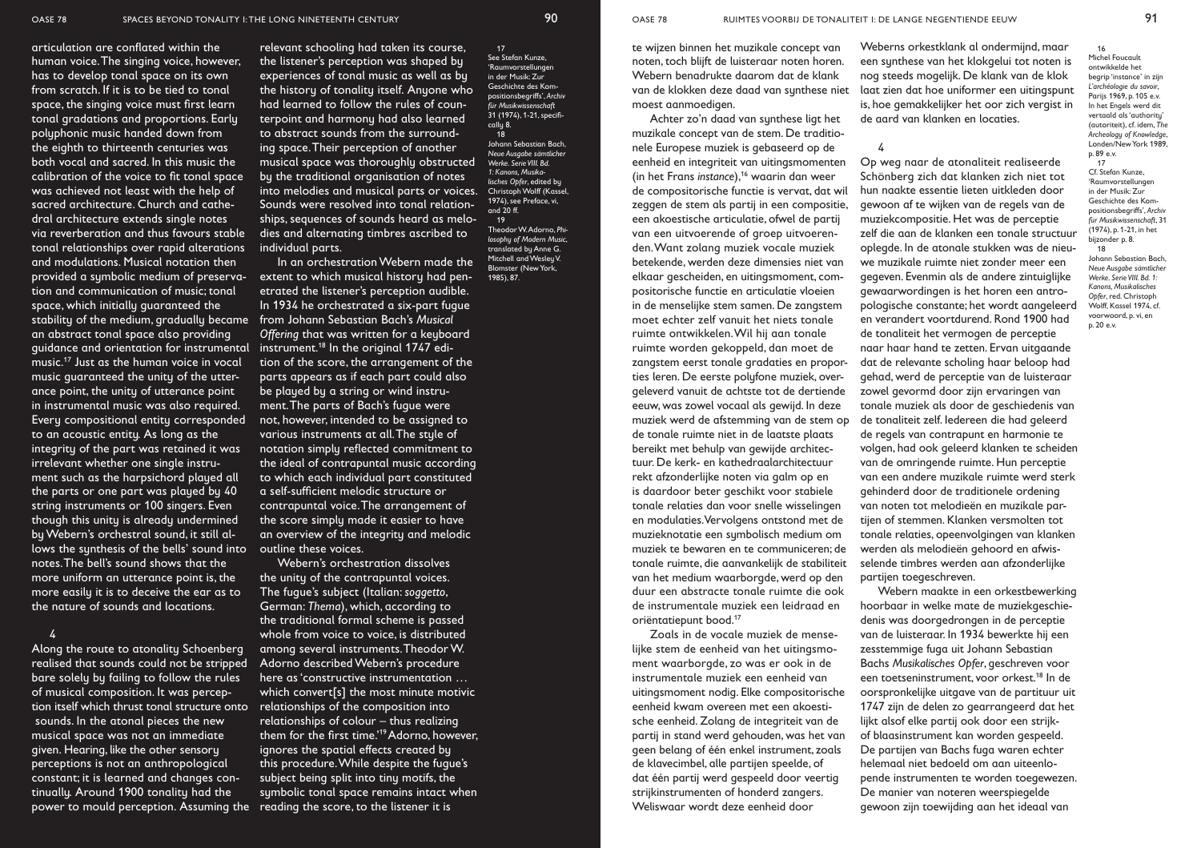articulation are conflated within the human voice. The singing voice, however, has to develop tonal space on its own from scratch. If it is to be tied to tonal space, the singing voice must first learn tonal gradations and proportions. Early polyphonic music handed down from the eighth to thirteenth centuries was both vocal and sacred. In this music the calibration of the voice to fit tonal space was achieved not least with the help of sacred architecture. Church and cathedral architecture extends single notes via reverberation and thus favours stable tonal relationships over rapid alterations and modulations. Musical notation then provided a symbolic medium of preservation and communication of music; tonal space, which initially guaranteed the stability of the medium, gradually became an abstract tonal space also providing guidance and orientation for instrumental music.[17] Just as the human voice in vocal music guaranteed the unity of the utterance point, the unity of utterance point in instrumental music was also required. Every compositional entity corresponded to an acoustic entity. As long as the integrity of the part was retained it was irrelevant whether one single instrument such as the harpsichord played all the parts or one part was played by 40 string instruments or 100 singers. Even though this unity is already undermined by Webern's orchestral sound, it still allows the synthesis of the bells' sound into notes. The bell's sound shows that the more uniform an utterance point is, the more easily it is to deceive the ear as to the nature of sounds and locations.

4

Along the route to atonality Schoenberg realised that sounds could not be stripped bare solely by failing to follow the rules of musical composition. It was perception itself which thrust tonal structure onto sounds. In the atonal pieces the new musical space was not an immediate given. Hearing, like the other sensory perceptions is not an anthropological constant; it is learned and changes continually. Around 1900 tonality had the power to mould perception. Assuming the relevant schooling had taken its course, the listener's perception was shaped by experiences of tonal music as well as by the history of tonality itself. Anyone who had learned to follow the rules of counterpoint and harmony had also learned to abstract sounds from the surrounding space. Their perception of another musical space was thoroughly obstructed by the traditional organisation of notes into melodies and musical parts or voices. Sounds were resolved into tonal relationships, sequences of sounds heard as melodies and alternating timbres ascribed to individual parts.

In an orchestration Webern made the extent to which musical history had penetrated the listener's perception audible. In 1934 he orchestrated a six-part fugue from Johann Sebastian Bach's *Musical Offering* that was written for a keyboard instrument.[18] In the original 1747 edition of the score, the arrangement of the parts appears as if each part could also be played by a string or wind instrument. The parts of Bach's fugue were not, however, intended to be assigned to various instruments at all. The style of notation simply reflected commitment to the ideal of contrapuntal music according to which each individual part constituted a self-sufficient melodic structure or contrapuntal voice. The arrangement of the score simply made it easier to have an overview of the integrity and melodic outline these voices.

Webern's orchestration dissolves the unity of the contrapuntal voices. The fugue's subject (Italian: *soggetto*, German: *Thema*), which, according to the traditional formal scheme is passed whole from voice to voice, is distributed among several instruments. Theodor W. Adorno described Webern's procedure here as 'constructive instrumentation … which convert[s] the most minute motivic relationships of the composition into relationships of colour – thus realizing them for the first time.'[19] Adorno, however, ignores the spatial effects created by this procedure. While despite the fugue's subject being split into tiny motifs, the symbolic tonal space remains intact when reading the score, to the listener it is

17
See Stefan Kunze, 'Raumvorstellungen in der Musik: Zur Geschichte des Kompositionsbegriffs', *Archiv für Musikwissenschaft* 31 (1974), 1-21, specifically 8.

18
Johann Sebastian Bach, *Neue Ausgabe sämtlicher Werke. Serie VIII. Bd. 1: Kanons, Musikalisches Opfer*, edited by Christoph Wolff (Kassel, 1974), see Preface, vi, and 20 ff.

19
Theodor W. Adorno, *Philosophy of Modern Music*, translated by Anne G. Mitchell and Wesley V. Blomster (New York, 1985), 87.

te wijzen binnen het muzikale concept van noten, toch blijft de luisteraar noten horen. Webern benadrukte daarom dat de klank van de klokken deze daad van synthese niet moest aanmoedigen.

Achter zo'n daad van synthese ligt het muzikale concept van de stem. De traditionele Europese muziek is gebaseerd op de eenheid en integriteit van uitingsmomenten (in het Frans *instance*),[16] waarin dan weer de compositorische functie is vervat, dat wil zeggen de stem als partij in een compositie, een akoestische articulatie, ofwel de partij van een uitvoerende of groep uitvoerenden. Want zolang muziek vocale muziek betekende, werden deze dimensies niet van elkaar gescheiden, en uitingsmoment, compositorische functie en articulatie vloeien in de menselijke stem samen. De zangstem moet echter zelf vanuit het niets tonale ruimte ontwikkelen. Wil hij aan tonale ruimte worden gekoppeld, dan moet de zangstem eerst tonale gradaties en proporties leren. De eerste polyfone muziek, overgeleverd vanuit de achtste tot de dertiende eeuw, was zowel vocaal als gewijd. In deze muziek werd de afstemming van de stem op de tonale ruimte niet in de laatste plaats bereikt met behulp van gewijde architectuur. De kerk- en kathedraalarchitectuur rekt afzonderlijke noten via galm op en is daardoor beter geschikt voor stabiele tonale relaties dan voor snelle wisselingen en modulaties. Vervolgens ontstond met de muzieknotatie een symbolisch medium om muziek te bewaren en te communiceren; de tonale ruimte, die aanvankelijk de stabiliteit van het medium waarborgde, werd op den duur een abstracte tonale ruimte die ook de instrumentale muziek een leidraad en oriëntatiepunt bood.[17]

Zoals in de vocale muziek de menselijke stem de eenheid van het uitingsmoment waarborgde, zo was er ook in de instrumentale muziek een eenheid van uitingsmoment nodig. Elke compositorische eenheid kwam overeen met een akoestische eenheid. Zolang de integriteit van de partij in stand werd gehouden, was het van geen belang of één enkel instrument, zoals de klavecimbel, alle partijen speelde, of dat één partij werd gespeeld door veertig strijkinstrumenten of honderd zangers. Weliswaar wordt deze eenheid door Weberns orkestklank al ondermijnd, maar een synthese van het klokgelui tot noten is nog steeds mogelijk. De klank van de klok laat zien dat hoe uniformer een uitingspunt is, hoe gemakkelijker het oor zich vergist in de aard van klanken en locaties.

4

Op weg naar de atonaliteit realiseerde Schönberg zich dat klanken zich niet tot hun naakte essentie lieten uitkleden door gewoon af te wijken van de regels van de muziekcompositie. Het was de perceptie zelf die aan de klanken een tonale structuur oplegde. In de atonale stukken was de nieuwe muzikale ruimte niet zonder meer een gegeven. Evenmin als de andere zintuiglijke gewaarwordingen is het horen een antropologische constante; het wordt aangeleerd en verandert voortdurend. Rond 1900 had de tonaliteit het vermogen de perceptie naar haar hand te zetten. Ervan uitgaande dat de relevante scholing haar beloop had gehad, werd de perceptie van de luisteraar zowel gevormd door zijn ervaringen van tonale muziek als door de geschiedenis van de tonaliteit zelf. Iedereen die had geleerd de regels van contrapunt en harmonie te volgen, had ook geleerd klanken te scheiden van de omringende ruimte. Hun perceptie van een andere muzikale ruimte werd sterk gehinderd door de traditionele ordening van noten tot melodieën en muzikale partijen of stemmen. Klanken versmolten tot tonale relaties, opeenvolgingen van klanken werden als melodieën gehoord en afwisselende timbres werden aan afzonderlijke partijen toegeschreven.

Webern maakte in een orkestbewerking hoorbaar in welke mate de muziekgeschiedenis was doorgedrongen in de perceptie van de luisteraar. In 1934 bewerkte hij een zesstemmige fuga uit Johann Sebastian Bachs *Musikalisches Opfer*, geschreven voor een toetseninstrument, voor orkest.[18] In de oorspronkelijke uitgave van de partituur uit 1747 zijn de delen zo gearrangeerd dat het lijkt alsof elke partij ook door een strijk- of blaasinstrument kan worden gespeeld. De partijen van Bachs fuga waren echter helemaal niet bedoeld om aan uiteenlopende instrumenten te worden toegewezen. De manier van noteren weerspiegelde gewoon zijn toewijding aan het ideaal van

16
Michel Foucault ontwikkelde het begrip 'instance' in zijn *L'archéologie du savoir*, Parijs 1969, p. 105 e.v. In het Engels werd dit vertaald als 'authority' (autoriteit), cf. idem, *The Archeology of Knowledge*, Londen/New York 1989, p. 89 e.v.

17
Cf. Stefan Kunze, 'Raumvorstellungen in der Musik: Zur Geschichte des Kompositionsbegriffs', *Archiv für Musikwissenschaft*, 31 (1974), p. 1-21, in het bijzonder p. 8.

18
Johann Sebastian Bach, *Neue Ausgabe sämtlicher Werke. Serie VIII. Bd. 1: Kanons, Musikalisches Opfer*, red. Christoph Wolff, Kassel 1974, cf. voorwoord, p. vi, en p. 20 e.v.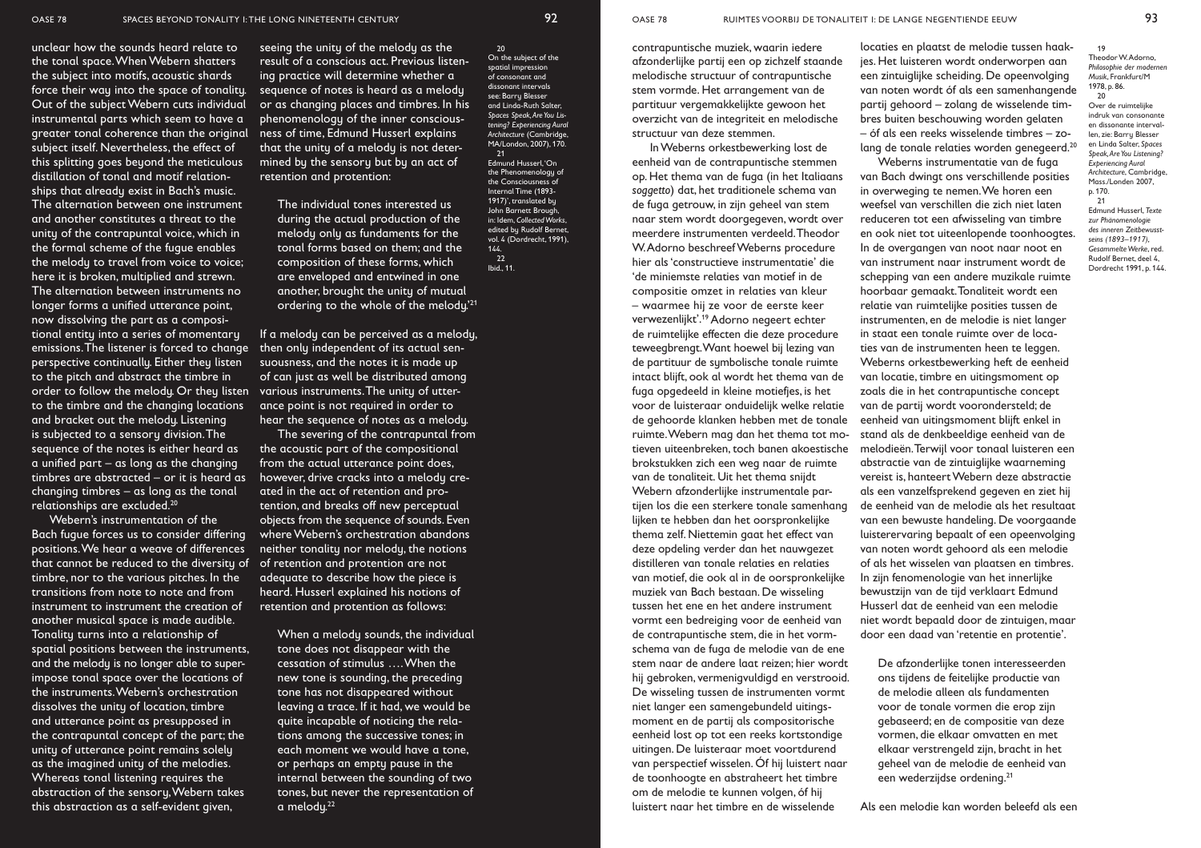unclear how the sounds heard relate to the tonal space. When Webern shatters the subject into motifs, acoustic shards force their way into the space of tonality. Out of the subject Webern cuts individual instrumental parts which seem to have a greater tonal coherence than the original subject itself. Nevertheless, the effect of this splitting goes beyond the meticulous distillation of tonal and motif relationships that already exist in Bach's music. The alternation between one instrument and another constitutes a threat to the unity of the contrapuntal voice, which in the formal scheme of the fugue enables the melody to travel from voice to voice; here it is broken, multiplied and strewn. The alternation between instruments no longer forms a unified utterance point, now dissolving the part as a compositional entity into a series of momentary emissions. The listener is forced to change perspective continually. Either they listen to the pitch and abstract the timbre in order to follow the melody. Or they listen to the timbre and the changing locations and bracket out the melody. Listening is subjected to a sensory division. The sequence of the notes is either heard as a unified part – as long as the changing timbres are abstracted – or it is heard as changing timbres – as long as the tonal relationships are excluded.[20]

Webern's instrumentation of the Bach fugue forces us to consider differing positions. We hear a weave of differences that cannot be reduced to the diversity of timbre, nor to the various pitches. In the transitions from note to note and from instrument to instrument the creation of another musical space is made audible. Tonality turns into a relationship of spatial positions between the instruments, and the melody is no longer able to superimpose tonal space over the locations of the instruments. Webern's orchestration dissolves the unity of location, timbre and utterance point as presupposed in the contrapuntal concept of the part; the unity of utterance point remains solely as the imagined unity of the melodies. Whereas tonal listening requires the abstraction of the sensory, Webern takes this abstraction as a self-evident given, seeing the unity of the melody as the result of a conscious act. Previous listening practice will determine whether a sequence of notes is heard as a melody or as changing places and timbres. In his phenomenology of the inner consciousness of time, Edmund Husserl explains that the unity of a melody is not determined by the sensory but by an act of retention and protention:

> The individual tones interested us during the actual production of the melody only as fundaments for the tonal forms based on them; and the composition of these forms, which are enveloped and entwined in one another, brought the unity of mutual ordering to the whole of the melody.'[21]

If a melody can be perceived as a melody, then only independent of its actual sensuousness, and the notes it is made up of can just as well be distributed among various instruments. The unity of utterance point is not required in order to hear the sequence of notes as a melody.

The severing of the contrapuntal from the acoustic part of the compositional from the actual utterance point does, however, drive cracks into a melody created in the act of retention and protention, and breaks off new perceptual objects from the sequence of sounds. Even where Webern's orchestration abandons neither tonality nor melody, the notions of retention and protention are not adequate to describe how the piece is heard. Husserl explained his notions of retention and protention as follows:

> When a melody sounds, the individual tone does not disappear with the cessation of stimulus …. When the new tone is sounding, the preceding tone has not disappeared without leaving a trace. If it had, we would be quite incapable of noticing the relations among the successive tones; in each moment we would have a tone, or perhaps an empty pause in the interval between the sounding of two tones, but never the representation of a melody.[22]

20
On the subject of the spatial impression of consonant and dissonant intervals see: Barry Blesser and Linda-Ruth Salter, *Spaces Speak, Are You Listening? Experiencing Aural Architecture* (Cambridge, MA/London, 2007), 170.

21
Edmund Husserl, 'On the Phenomenology of the Consciousness of Internal Time (1893-1917)', translated by John Barnett Brough, in: Idem, *Collected Works*, edited by Rudolf Bernet, vol. 4 (Dordrecht, 1991), 144.

22
Ibid., 11.

contrapuntische muziek, waarin iedere afzonderlijke partij een op zichzelf staande melodische structuur of contrapuntische stem vormde. Het arrangement van de partituur vergemakkelijkte gewoon het overzicht van de integriteit en melodische structuur van deze stemmen.

In Weberns orkestbewerking lost de eenheid van de contrapuntische stemmen op. Het thema van de fuga (in het Italiaans *soggetto*) dat, het traditionele schema van de fuga getrouw, in zijn geheel van stem naar stem wordt doorgegeven, wordt over meerdere instrumenten verdeeld. Theodor W. Adorno beschreef Weberns procedure hier als 'constructieve instrumentatie' die 'de miniemste relaties van motief in de compositie omzet in relaties van kleur – waarmee hij ze voor de eerste keer verwezenlijkt'.[19] Adorno negeert echter de ruimtelijke effecten die deze procedure teweegbrengt. Want hoewel bij lezing van de partituur de symbolische tonale ruimte intact blijft, ook al wordt het thema van de fuga opgedeeld in kleine motiefjes, is het voor de luisteraar onduidelijk welke relatie de gehoorde klanken hebben met de tonale ruimte. Webern mag dan het thema tot motieven uiteenbreken, toch banen akoestische brokstukken zich een weg naar de ruimte van de tonaliteit. Uit het thema snijdt Webern afzonderlijke instrumentale partijen los die een sterkere tonale samenhang lijken te hebben dan het oorspronkelijke thema zelf. Niettemin gaat het effect van deze opdeling verder dan het nauwgezet distilleren van tonale relaties en relaties van motief, die ook al in de oorspronkelijke muziek van Bach bestaan. De wisseling tussen het ene en het andere instrument vormt een bedreiging voor de eenheid van de contrapuntische stem, die in het vormschema van de fuga de melodie van de ene stem naar de andere laat reizen; hier wordt hij gebroken, vermenigvuldigd en verstrooid. De wisseling tussen de instrumenten vormt niet langer een samengebundeld uitingsmoment en de partij als compositorische eenheid lost op tot een reeks kortstondige uitingen. De luisteraar moet voortdurend van perspectief wisselen. Óf hij luistert naar de toonhoogte en abstraheert het timbre om de melodie te kunnen volgen, óf hij luistert naar het timbre en de wisselende locaties en plaatst de melodie tussen haakjes. Het luisteren wordt onderworpen aan een zintuiglijke scheiding. De opeenvolging van noten wordt óf als een samenhangende partij gehoord – zolang de wisselende timbres buiten beschouwing worden gelaten – óf als een reeks wisselende timbres – zolang de tonale relaties worden genegeerd.[20]

Weberns instrumentatie van de fuga van Bach dwingt ons verschillende posities in overweging te nemen. We horen een weefsel van verschillen die zich niet laten reduceren tot een afwisseling van timbre en ook niet tot uiteenlopende toonhoogtes. In de overgangen van noot naar noot en van instrument naar instrument wordt de schepping van een andere muzikale ruimte hoorbaar gemaakt. Tonaliteit wordt een relatie van ruimtelijke posities tussen de instrumenten, en de melodie is niet langer in staat een tonale ruimte over de locaties van de instrumenten heen te leggen. Weberns orkestbewerking heft de eenheid van locatie, timbre en uitingsmoment op zoals die in het contrapuntische concept van de partij wordt voorondersteld; de eenheid van uitingsmoment blijft enkel in stand als de denkbeeldige eenheid van de melodieën. Terwijl voor tonaal luisteren een abstractie van de zintuiglijke waarneming vereist is, hanteert Webern deze abstractie als een vanzelfsprekend gegeven en ziet hij de eenheid van de melodie als het resultaat van een bewuste handeling. De voorgaande luisterervaring bepaalt of een opeenvolging van noten wordt gehoord als een melodie of als het wisselen van plaatsen en timbres. In zijn fenomenologie van het innerlijke bewustzijn van de tijd verklaart Edmund Husserl dat de eenheid van een melodie niet wordt bepaald door de zintuigen, maar door een daad van 'retentie en protentie'.

> De afzonderlijke tonen interesseerden ons tijdens de feitelijke productie van de melodie alleen als fundamenten voor de tonale vormen die erop zijn gebaseerd; en de compositie van deze vormen, die elkaar omvatten en met elkaar verstrengeld zijn, bracht in het geheel van de melodie de eenheid van een wederzijdse ordening.[21]

Als een melodie kan worden beleefd als een

19
Theodor W. Adorno, *Philosophie der modernen Musik*, Frankfurt/M 1978, p. 86.

20
Over de ruimtelijke indruk van consonante en dissonante intervallen, zie: Barry Blesser en Linda Salter, *Spaces Speak, Are You Listening? Experiencing Aural Architecture*, Cambridge, Mass./Londen 2007, p. 170.

21
Edmund Husserl, *Texte zur Phänomenologie des inneren Zeitbewusstseins (1893–1917)*, *Gesammelte Werke*, red. Rudolf Bernet, deel 4, Dordrecht 1991, p. 144.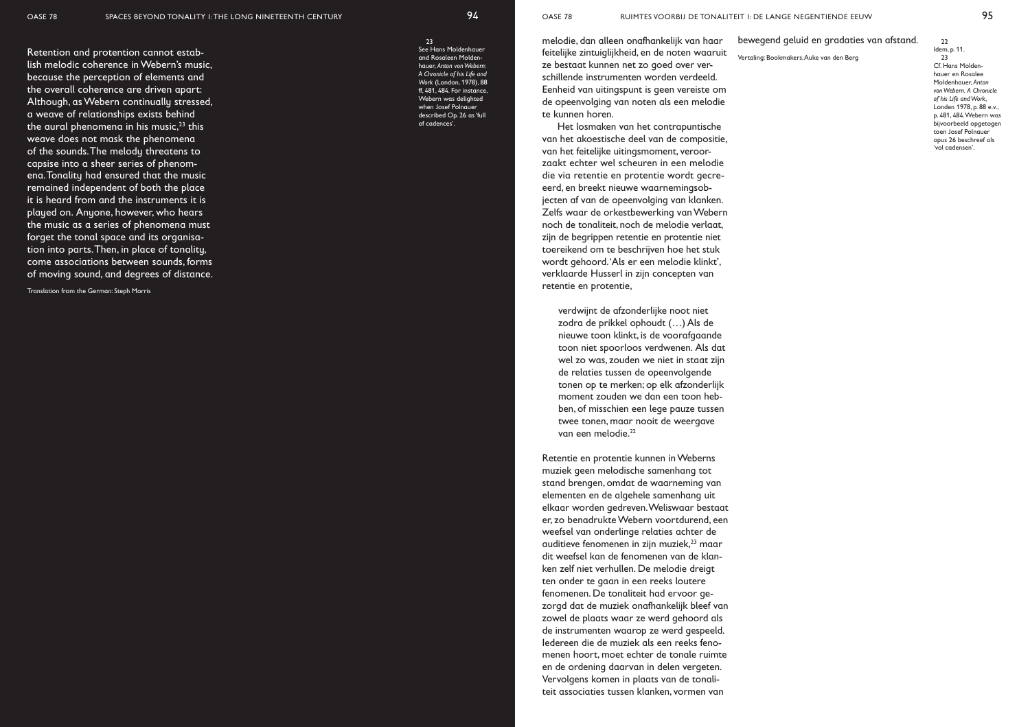Retention and protention cannot establish melodic coherence in Webern's music, because the perception of elements and the overall coherence are driven apart: Although, as Webern continually stressed, a weave of relationships exists behind the aural phenomena in his music,[23] this weave does not mask the phenomena of the sounds. The melody threatens to capsise into a sheer series of phenomena. Tonality had ensured that the music remained independent of both the place it is heard from and the instruments it is played on. Anyone, however, who hears the music as a series of phenomena must forget the tonal space and its organisation into parts. Then, in place of tonality, come associations between sounds, forms of moving sound, and degrees of distance.

Translation from the German: Steph Morris

23
See Hans Moldenhauer and Rosaleen Moldenhauer, *Anton von Webern: A Chronicle of his Life and Work* (London, 1978), 88 ff, 481, 484. For instance, Webern was delighted when Josef Polnauer described Op. 26 as 'full of cadences'.

melodie, dan alleen onafhankelijk van haar feitelijke zintuiglijkheid, en de noten waaruit ze bestaat kunnen net zo goed over verschillende instrumenten worden verdeeld. Eenheid van uitingspunt is geen vereiste om de opeenvolging van noten als een melodie te kunnen horen.

Het losmaken van het contrapuntische van het akoestische deel van de compositie, van het feitelijke uitingsmoment, veroorzaakt echter wel scheuren in een melodie die via retentie en protentie wordt gecreeerd, en breekt nieuwe waarnemingsobjecten af van de opeenvolging van klanken. Zelfs waar de orkestbewerking van Webern noch de tonaliteit, noch de melodie verlaat, zijn de begrippen retentie en protentie niet toereikend om te beschrijven hoe het stuk wordt gehoord. 'Als er een melodie klinkt', verklaarde Husserl in zijn concepten van retentie en protentie,

> verdwijnt de afzonderlijke noot niet zodra de prikkel ophoudt (…) Als de nieuwe toon klinkt, is de voorafgaande toon niet spoorloos verdwenen. Als dat wel zo was, zouden we niet in staat zijn de relaties tussen de opeenvolgende tonen op te merken; op elk afzonderlijk moment zouden we dan een toon hebben, of misschien een lege pauze tussen twee tonen, maar nooit de weergave van een melodie.[22]

Retentie en protentie kunnen in Weberns muziek geen melodische samenhang tot stand brengen, omdat de waarneming van elementen en de algehele samenhang uit elkaar worden gedreven. Weliswaar bestaat er, zo benadrukte Webern voortdurend, een weefsel van onderlinge relaties achter de auditieve fenomenen in zijn muziek,[23] maar dit weefsel kan de fenomenen van de klanken zelf niet verhullen. De melodie dreigt ten onder te gaan in een reeks loutere fenomenen. De tonaliteit had ervoor gezorgd dat de muziek onafhankelijk bleef van zowel de plaats waar ze werd gehoord als de instrumenten waarop ze werd gespeeld. Iedereen die de muziek als een reeks fenomenen hoort, moet echter de tonale ruimte en de ordening daarvan in delen vergeten. Vervolgens komen in plaats van de tonaliteit associaties tussen klanken, vormen van bewegend geluid en gradaties van afstand.

Vertaling: Bookmakers, Auke van den Berg

22
Idem, p. 11.

23
Cf. Hans Moldenhauer en Rosalee Moldenhauer, *Anton von Webern. A Chronicle of his Life and Work*, Londen 1978, p. 88 e.v., p. 481, 484. Webern was bijvoorbeeld opgetogen toen Josef Polnauer opus 26 beschreef als 'vol cadensen'.